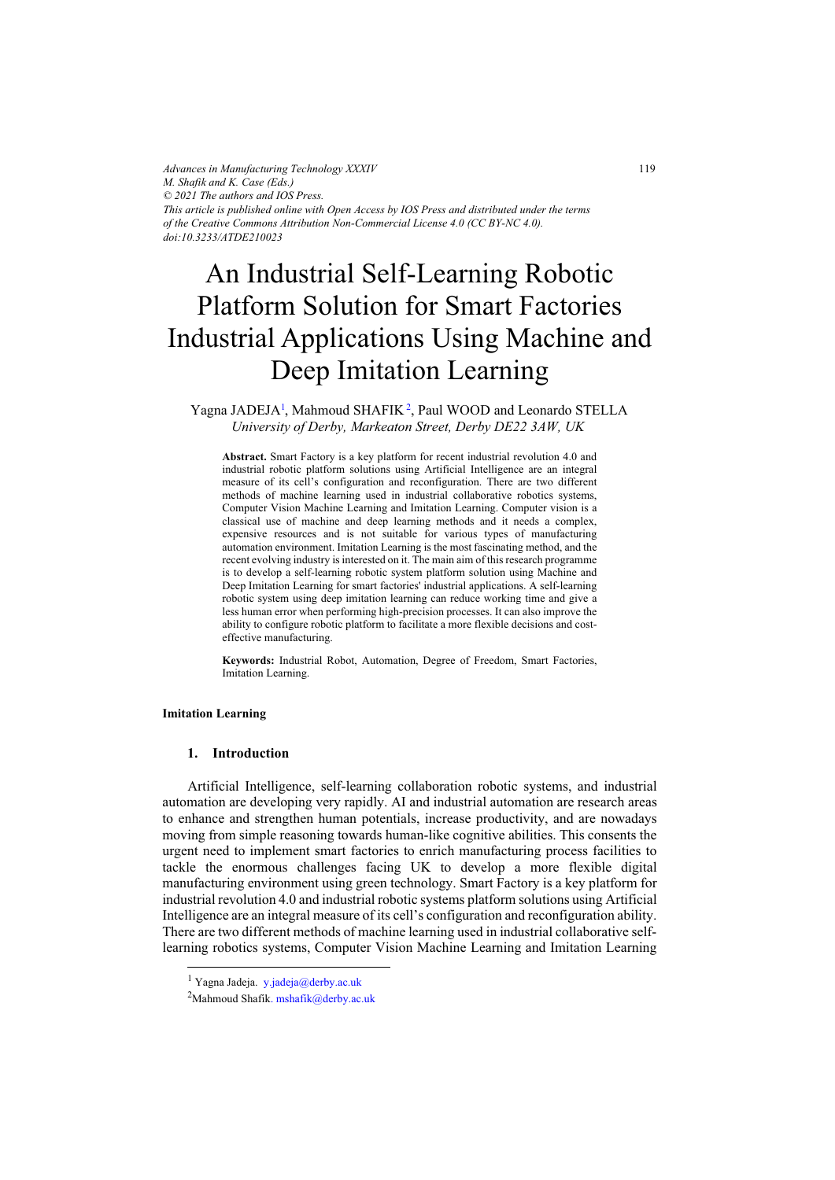*Advances in Manufacturing Technology XXXIV*
*M. Shafik and K. Case (Eds.)*
*© 2021 The authors and IOS Press.*
*This article is published online with Open Access by IOS Press and distributed under the terms of the Creative Commons Attribution Non-Commercial License 4.0 (CC BY-NC 4.0).*
*doi:10.3233/ATDE210023*

# An Industrial Self-Learning Robotic Platform Solution for Smart Factories Industrial Applications Using Machine and Deep Imitation Learning

Yagna JADEJA[1], Mahmoud SHAFIK[2], Paul WOOD and Leonardo STELLA
*University of Derby, Markeaton Street, Derby DE22 3AW, UK*

**Abstract.** Smart Factory is a key platform for recent industrial revolution 4.0 and industrial robotic platform solutions using Artificial Intelligence are an integral measure of its cell's configuration and reconfiguration. There are two different methods of machine learning used in industrial collaborative robotics systems, Computer Vision Machine Learning and Imitation Learning. Computer vision is a classical use of machine and deep learning methods and it needs a complex, expensive resources and is not suitable for various types of manufacturing automation environment. Imitation Learning is the most fascinating method, and the recent evolving industry is interested on it. The main aim of this research programme is to develop a self-learning robotic system platform solution using Machine and Deep Imitation Learning for smart factories' industrial applications. A self-learning robotic system using deep imitation learning can reduce working time and give a less human error when performing high-precision processes. It can also improve the ability to configure robotic platform to facilitate a more flexible decisions and cost-effective manufacturing.

**Keywords:** Industrial Robot, Automation, Degree of Freedom, Smart Factories, Imitation Learning.

**Imitation Learning**

## 1. Introduction

Artificial Intelligence, self-learning collaboration robotic systems, and industrial automation are developing very rapidly. AI and industrial automation are research areas to enhance and strengthen human potentials, increase productivity, and are nowadays moving from simple reasoning towards human-like cognitive abilities. This consents the urgent need to implement smart factories to enrich manufacturing process facilities to tackle the enormous challenges facing UK to develop a more flexible digital manufacturing environment using green technology. Smart Factory is a key platform for industrial revolution 4.0 and industrial robotic systems platform solutions using Artificial Intelligence are an integral measure of its cell's configuration and reconfiguration ability. There are two different methods of machine learning used in industrial collaborative self-learning robotics systems, Computer Vision Machine Learning and Imitation Learning

[1] Yagna Jadeja. y.jadeja@derby.ac.uk

[2] Mahmoud Shafik. mshafik@derby.ac.uk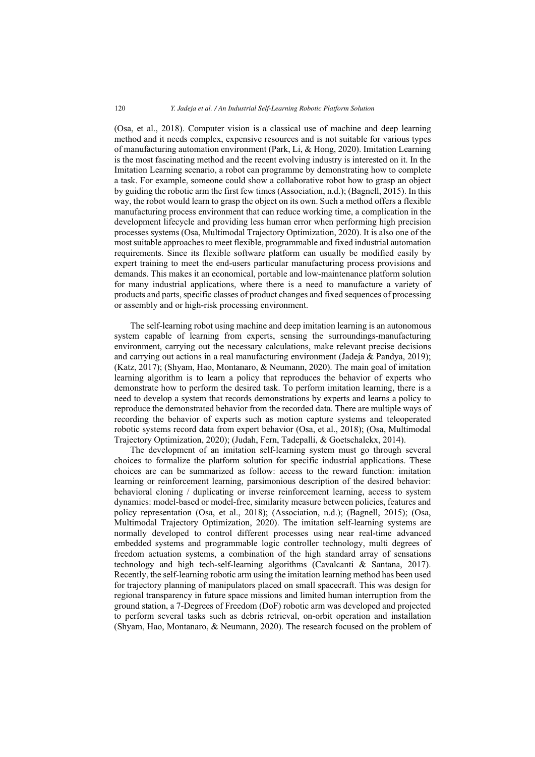(Osa, et al., 2018). Computer vision is a classical use of machine and deep learning method and it needs complex, expensive resources and is not suitable for various types of manufacturing automation environment (Park, Li, & Hong, 2020). Imitation Learning is the most fascinating method and the recent evolving industry is interested on it. In the Imitation Learning scenario, a robot can programme by demonstrating how to complete a task. For example, someone could show a collaborative robot how to grasp an object by guiding the robotic arm the first few times (Association, n.d.); (Bagnell, 2015). In this way, the robot would learn to grasp the object on its own. Such a method offers a flexible manufacturing process environment that can reduce working time, a complication in the development lifecycle and providing less human error when performing high precision processes systems (Osa, Multimodal Trajectory Optimization, 2020). It is also one of the most suitable approaches to meet flexible, programmable and fixed industrial automation requirements. Since its flexible software platform can usually be modified easily by expert training to meet the end-users particular manufacturing process provisions and demands. This makes it an economical, portable and low-maintenance platform solution for many industrial applications, where there is a need to manufacture a variety of products and parts, specific classes of product changes and fixed sequences of processing or assembly and or high-risk processing environment.

The self-learning robot using machine and deep imitation learning is an autonomous system capable of learning from experts, sensing the surroundings-manufacturing environment, carrying out the necessary calculations, make relevant precise decisions and carrying out actions in a real manufacturing environment (Jadeja & Pandya, 2019); (Katz, 2017); (Shyam, Hao, Montanaro, & Neumann, 2020). The main goal of imitation learning algorithm is to learn a policy that reproduces the behavior of experts who demonstrate how to perform the desired task. To perform imitation learning, there is a need to develop a system that records demonstrations by experts and learns a policy to reproduce the demonstrated behavior from the recorded data. There are multiple ways of recording the behavior of experts such as motion capture systems and teleoperated robotic systems record data from expert behavior (Osa, et al., 2018); (Osa, Multimodal Trajectory Optimization, 2020); (Judah, Fern, Tadepalli, & Goetschalckx, 2014).

The development of an imitation self-learning system must go through several choices to formalize the platform solution for specific industrial applications. These choices are can be summarized as follow: access to the reward function: imitation learning or reinforcement learning, parsimonious description of the desired behavior: behavioral cloning / duplicating or inverse reinforcement learning, access to system dynamics: model-based or model-free, similarity measure between policies, features and policy representation (Osa, et al., 2018); (Association, n.d.); (Bagnell, 2015); (Osa, Multimodal Trajectory Optimization, 2020). The imitation self-learning systems are normally developed to control different processes using near real-time advanced embedded systems and programmable logic controller technology, multi degrees of freedom actuation systems, a combination of the high standard array of sensations technology and high tech-self-learning algorithms (Cavalcanti & Santana, 2017). Recently, the self-learning robotic arm using the imitation learning method has been used for trajectory planning of manipulators placed on small spacecraft. This was design for regional transparency in future space missions and limited human interruption from the ground station, a 7-Degrees of Freedom (DoF) robotic arm was developed and projected to perform several tasks such as debris retrieval, on-orbit operation and installation (Shyam, Hao, Montanaro, & Neumann, 2020). The research focused on the problem of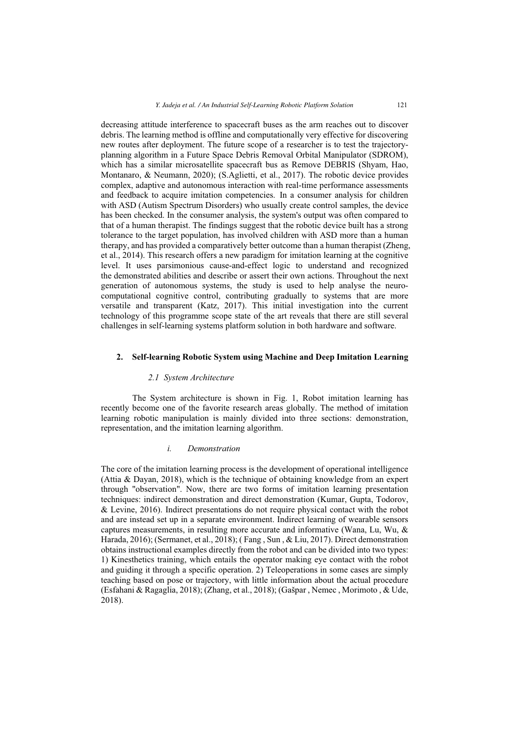decreasing attitude interference to spacecraft buses as the arm reaches out to discover debris. The learning method is offline and computationally very effective for discovering new routes after deployment. The future scope of a researcher is to test the trajectory-planning algorithm in a Future Space Debris Removal Orbital Manipulator (SDROM), which has a similar microsatellite spacecraft bus as Remove DEBRIS (Shyam, Hao, Montanaro, & Neumann, 2020); (S.Aglietti, et al., 2017). The robotic device provides complex, adaptive and autonomous interaction with real-time performance assessments and feedback to acquire imitation competencies. In a consumer analysis for children with ASD (Autism Spectrum Disorders) who usually create control samples, the device has been checked. In the consumer analysis, the system's output was often compared to that of a human therapist. The findings suggest that the robotic device built has a strong tolerance to the target population, has involved children with ASD more than a human therapy, and has provided a comparatively better outcome than a human therapist (Zheng, et al., 2014). This research offers a new paradigm for imitation learning at the cognitive level. It uses parsimonious cause-and-effect logic to understand and recognized the demonstrated abilities and describe or assert their own actions. Throughout the next generation of autonomous systems, the study is used to help analyse the neuro-computational cognitive control, contributing gradually to systems that are more versatile and transparent (Katz, 2017). This initial investigation into the current technology of this programme scope state of the art reveals that there are still several challenges in self-learning systems platform solution in both hardware and software.

## 2. Self-learning Robotic System using Machine and Deep Imitation Learning

### *2.1 System Architecture*

The System architecture is shown in Fig. 1, Robot imitation learning has recently become one of the favorite research areas globally. The method of imitation learning robotic manipulation is mainly divided into three sections: demonstration, representation, and the imitation learning algorithm.

#### *i. Demonstration*

The core of the imitation learning process is the development of operational intelligence (Attia & Dayan, 2018), which is the technique of obtaining knowledge from an expert through "observation". Now, there are two forms of imitation learning presentation techniques: indirect demonstration and direct demonstration (Kumar, Gupta, Todorov, & Levine, 2016). Indirect presentations do not require physical contact with the robot and are instead set up in a separate environment. Indirect learning of wearable sensors captures measurements, in resulting more accurate and informative (Wana, Lu, Wu, & Harada, 2016); (Sermanet, et al., 2018); ( Fang , Sun , & Liu, 2017). Direct demonstration obtains instructional examples directly from the robot and can be divided into two types: 1) Kinesthetics training, which entails the operator making eye contact with the robot and guiding it through a specific operation. 2) Teleoperations in some cases are simply teaching based on pose or trajectory, with little information about the actual procedure (Esfahani & Ragaglia, 2018); (Zhang, et al., 2018); (Gašpar , Nemec , Morimoto , & Ude, 2018).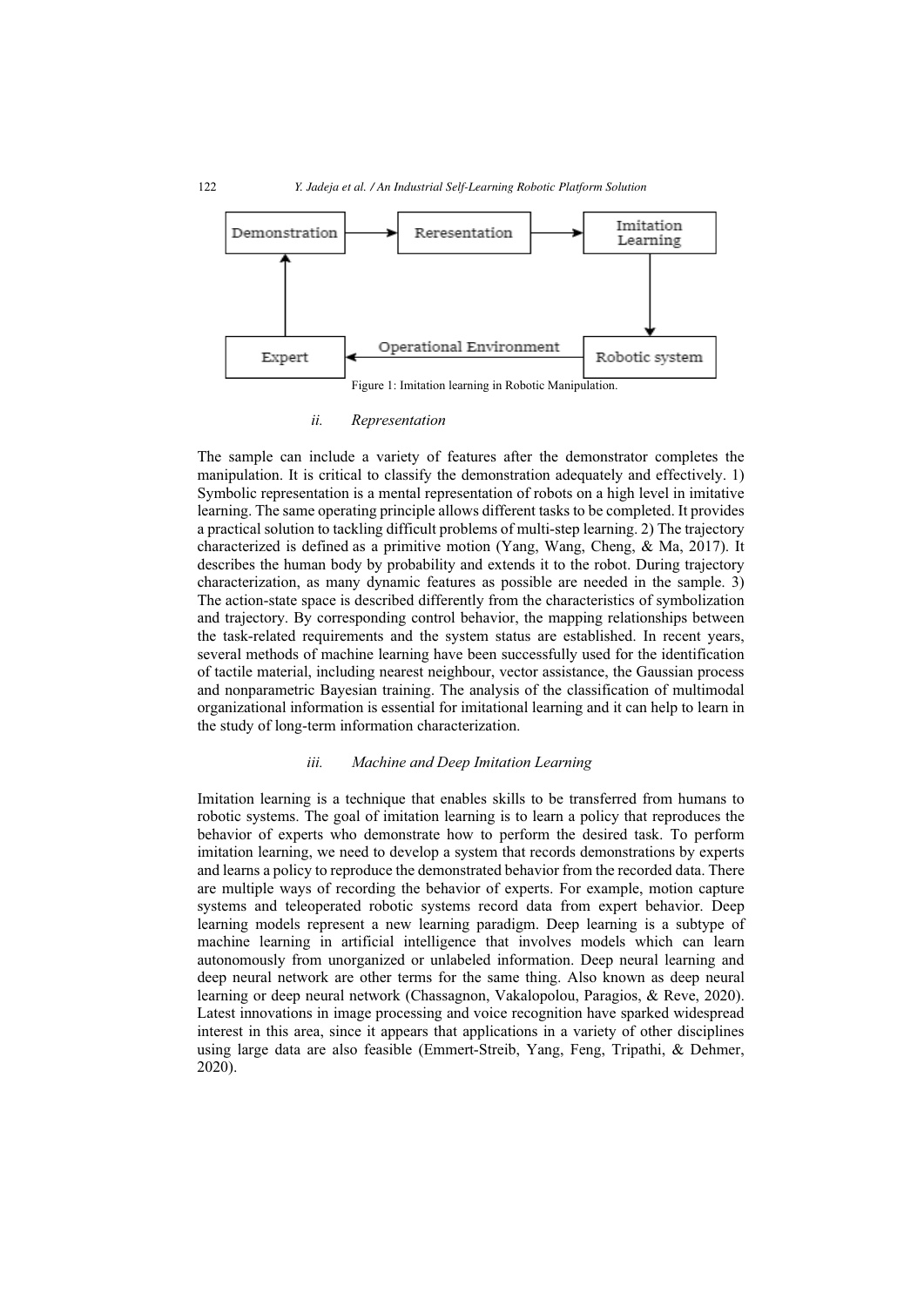Figure 1: Imitation learning in Robotic Manipulation.

### ii. Representation

The sample can include a variety of features after the demonstrator completes the manipulation. It is critical to classify the demonstration adequately and effectively. 1) Symbolic representation is a mental representation of robots on a high level in imitative learning. The same operating principle allows different tasks to be completed. It provides a practical solution to tackling difficult problems of multi-step learning. 2) The trajectory characterized is defined as a primitive motion (Yang, Wang, Cheng, & Ma, 2017). It describes the human body by probability and extends it to the robot. During trajectory characterization, as many dynamic features as possible are needed in the sample. 3) The action-state space is described differently from the characteristics of symbolization and trajectory. By corresponding control behavior, the mapping relationships between the task-related requirements and the system status are established. In recent years, several methods of machine learning have been successfully used for the identification of tactile material, including nearest neighbour, vector assistance, the Gaussian process and nonparametric Bayesian training. The analysis of the classification of multimodal organizational information is essential for imitational learning and it can help to learn in the study of long-term information characterization.

### iii. Machine and Deep Imitation Learning

Imitation learning is a technique that enables skills to be transferred from humans to robotic systems. The goal of imitation learning is to learn a policy that reproduces the behavior of experts who demonstrate how to perform the desired task. To perform imitation learning, we need to develop a system that records demonstrations by experts and learns a policy to reproduce the demonstrated behavior from the recorded data. There are multiple ways of recording the behavior of experts. For example, motion capture systems and teleoperated robotic systems record data from expert behavior. Deep learning models represent a new learning paradigm. Deep learning is a subtype of machine learning in artificial intelligence that involves models which can learn autonomously from unorganized or unlabeled information. Deep neural learning and deep neural network are other terms for the same thing. Also known as deep neural learning or deep neural network (Chassagnon, Vakalopolou, Paragios, & Reve, 2020). Latest innovations in image processing and voice recognition have sparked widespread interest in this area, since it appears that applications in a variety of other disciplines using large data are also feasible (Emmert-Streib, Yang, Feng, Tripathi, & Dehmer, 2020).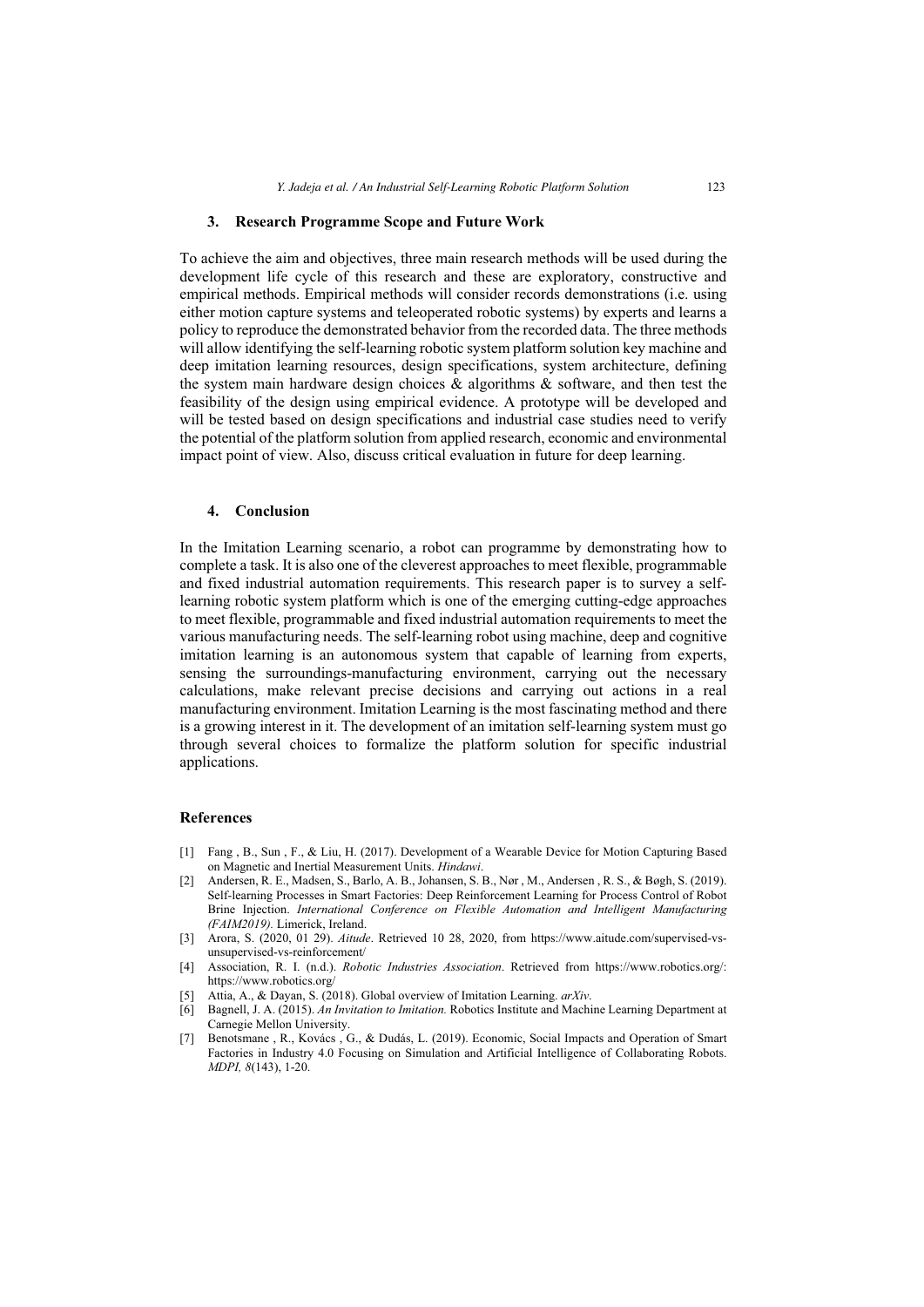## 3. Research Programme Scope and Future Work

To achieve the aim and objectives, three main research methods will be used during the development life cycle of this research and these are exploratory, constructive and empirical methods. Empirical methods will consider records demonstrations (i.e. using either motion capture systems and teleoperated robotic systems) by experts and learns a policy to reproduce the demonstrated behavior from the recorded data. The three methods will allow identifying the self-learning robotic system platform solution key machine and deep imitation learning resources, design specifications, system architecture, defining the system main hardware design choices & algorithms & software, and then test the feasibility of the design using empirical evidence. A prototype will be developed and will be tested based on design specifications and industrial case studies need to verify the potential of the platform solution from applied research, economic and environmental impact point of view. Also, discuss critical evaluation in future for deep learning.

## 4. Conclusion

In the Imitation Learning scenario, a robot can programme by demonstrating how to complete a task. It is also one of the cleverest approaches to meet flexible, programmable and fixed industrial automation requirements. This research paper is to survey a self-learning robotic system platform which is one of the emerging cutting-edge approaches to meet flexible, programmable and fixed industrial automation requirements to meet the various manufacturing needs. The self-learning robot using machine, deep and cognitive imitation learning is an autonomous system that capable of learning from experts, sensing the surroundings-manufacturing environment, carrying out the necessary calculations, make relevant precise decisions and carrying out actions in a real manufacturing environment. Imitation Learning is the most fascinating method and there is a growing interest in it. The development of an imitation self-learning system must go through several choices to formalize the platform solution for specific industrial applications.

## References

[1] Fang , B., Sun , F., & Liu, H. (2017). Development of a Wearable Device for Motion Capturing Based on Magnetic and Inertial Measurement Units. *Hindawi*.

[2] Andersen, R. E., Madsen, S., Barlo, A. B., Johansen, S. B., Nør , M., Andersen , R. S., & Bøgh, S. (2019). Self-learning Processes in Smart Factories: Deep Reinforcement Learning for Process Control of Robot Brine Injection. *International Conference on Flexible Automation and Intelligent Manufacturing (FAIM2019).* Limerick, Ireland.

[3] Arora, S. (2020, 01 29). *Aitude*. Retrieved 10 28, 2020, from https://www.aitude.com/supervised-vs-unsupervised-vs-reinforcement/

[4] Association, R. I. (n.d.). *Robotic Industries Association*. Retrieved from https://www.robotics.org/: https://www.robotics.org/

[5] Attia, A., & Dayan, S. (2018). Global overview of Imitation Learning. *arXiv*.

[6] Bagnell, J. A. (2015). *An Invitation to Imitation.* Robotics Institute and Machine Learning Department at Carnegie Mellon University.

[7] Benotsmane , R., Kovács , G., & Dudás, L. (2019). Economic, Social Impacts and Operation of Smart Factories in Industry 4.0 Focusing on Simulation and Artificial Intelligence of Collaborating Robots. *MDPI, 8*(143), 1-20.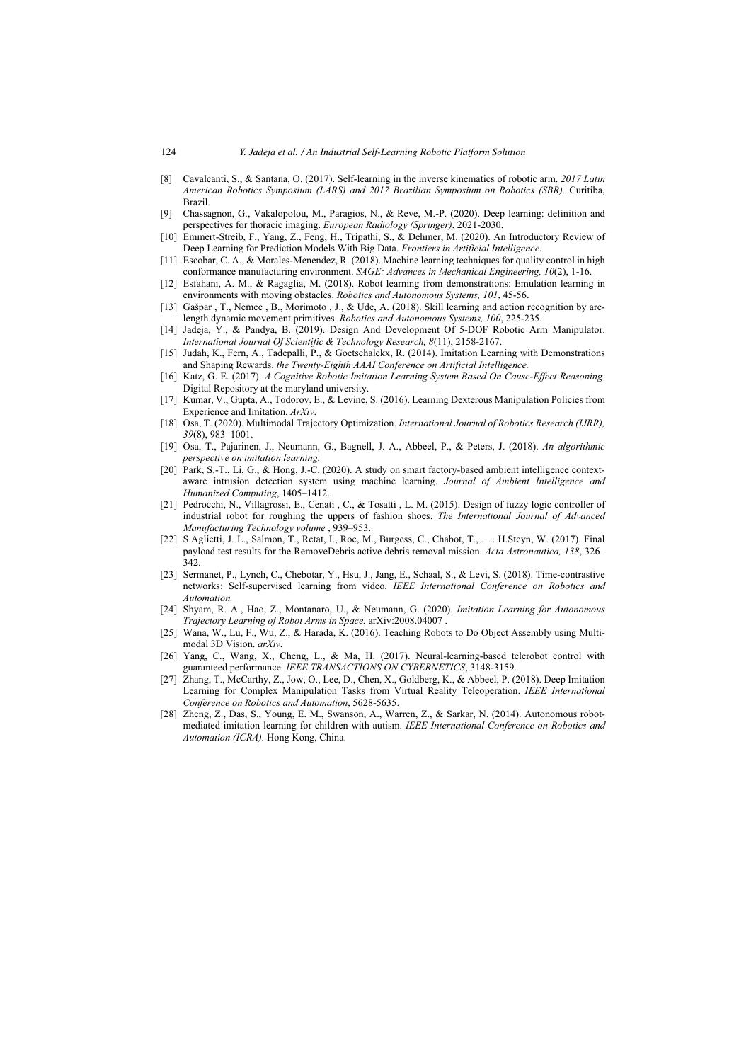- [8] Cavalcanti, S., & Santana, O. (2017). Self-learning in the inverse kinematics of robotic arm. *2017 Latin American Robotics Symposium (LARS) and 2017 Brazilian Symposium on Robotics (SBR).* Curitiba, Brazil.
- [9] Chassagnon, G., Vakalopolou, M., Paragios, N., & Reve, M.-P. (2020). Deep learning: definition and perspectives for thoracic imaging. *European Radiology (Springer)*, 2021-2030.
- [10] Emmert-Streib, F., Yang, Z., Feng, H., Tripathi, S., & Dehmer, M. (2020). An Introductory Review of Deep Learning for Prediction Models With Big Data. *Frontiers in Artificial Intelligence*.
- [11] Escobar, C. A., & Morales-Menendez, R. (2018). Machine learning techniques for quality control in high conformance manufacturing environment. *SAGE: Advances in Mechanical Engineering, 10*(2), 1-16.
- [12] Esfahani, A. M., & Ragaglia, M. (2018). Robot learning from demonstrations: Emulation learning in environments with moving obstacles. *Robotics and Autonomous Systems, 101*, 45-56.
- [13] Gašpar , T., Nemec , B., Morimoto , J., & Ude, A. (2018). Skill learning and action recognition by arc-length dynamic movement primitives. *Robotics and Autonomous Systems, 100*, 225-235.
- [14] Jadeja, Y., & Pandya, B. (2019). Design And Development Of 5-DOF Robotic Arm Manipulator. *International Journal Of Scientific & Technology Research, 8*(11), 2158-2167.
- [15] Judah, K., Fern, A., Tadepalli, P., & Goetschalckx, R. (2014). Imitation Learning with Demonstrations and Shaping Rewards. *the Twenty-Eighth AAAI Conference on Artificial Intelligence.*
- [16] Katz, G. E. (2017). *A Cognitive Robotic Imitation Learning System Based On Cause-Effect Reasoning.* Digital Repository at the maryland university.
- [17] Kumar, V., Gupta, A., Todorov, E., & Levine, S. (2016). Learning Dexterous Manipulation Policies from Experience and Imitation. *ArXiv*.
- [18] Osa, T. (2020). Multimodal Trajectory Optimization. *International Journal of Robotics Research (IJRR), 39*(8), 983–1001.
- [19] Osa, T., Pajarinen, J., Neumann, G., Bagnell, J. A., Abbeel, P., & Peters, J. (2018). *An algorithmic perspective on imitation learning.*
- [20] Park, S.-T., Li, G., & Hong, J.-C. (2020). A study on smart factory-based ambient intelligence context-aware intrusion detection system using machine learning. *Journal of Ambient Intelligence and Humanized Computing*, 1405–1412.
- [21] Pedrocchi, N., Villagrossi, E., Cenati , C., & Tosatti , L. M. (2015). Design of fuzzy logic controller of industrial robot for roughing the uppers of fashion shoes. *The International Journal of Advanced Manufacturing Technology volume* , 939–953.
- [22] S.Aglietti, J. L., Salmon, T., Retat, I., Roe, M., Burgess, C., Chabot, T., . . . H.Steyn, W. (2017). Final payload test results for the RemoveDebris active debris removal mission. *Acta Astronautica, 138*, 326–342.
- [23] Sermanet, P., Lynch, C., Chebotar, Y., Hsu, J., Jang, E., Schaal, S., & Levi, S. (2018). Time-contrastive networks: Self-supervised learning from video. *IEEE International Conference on Robotics and Automation.*
- [24] Shyam, R. A., Hao, Z., Montanaro, U., & Neumann, G. (2020). *Imitation Learning for Autonomous Trajectory Learning of Robot Arms in Space.* arXiv:2008.04007 .
- [25] Wana, W., Lu, F., Wu, Z., & Harada, K. (2016). Teaching Robots to Do Object Assembly using Multi-modal 3D Vision. *arXiv*.
- [26] Yang, C., Wang, X., Cheng, L., & Ma, H. (2017). Neural-learning-based telerobot control with guaranteed performance. *IEEE TRANSACTIONS ON CYBERNETICS*, 3148-3159.
- [27] Zhang, T., McCarthy, Z., Jow, O., Lee, D., Chen, X., Goldberg, K., & Abbeel, P. (2018). Deep Imitation Learning for Complex Manipulation Tasks from Virtual Reality Teleoperation. *IEEE International Conference on Robotics and Automation*, 5628-5635.
- [28] Zheng, Z., Das, S., Young, E. M., Swanson, A., Warren, Z., & Sarkar, N. (2014). Autonomous robot-mediated imitation learning for children with autism. *IEEE International Conference on Robotics and Automation (ICRA).* Hong Kong, China.